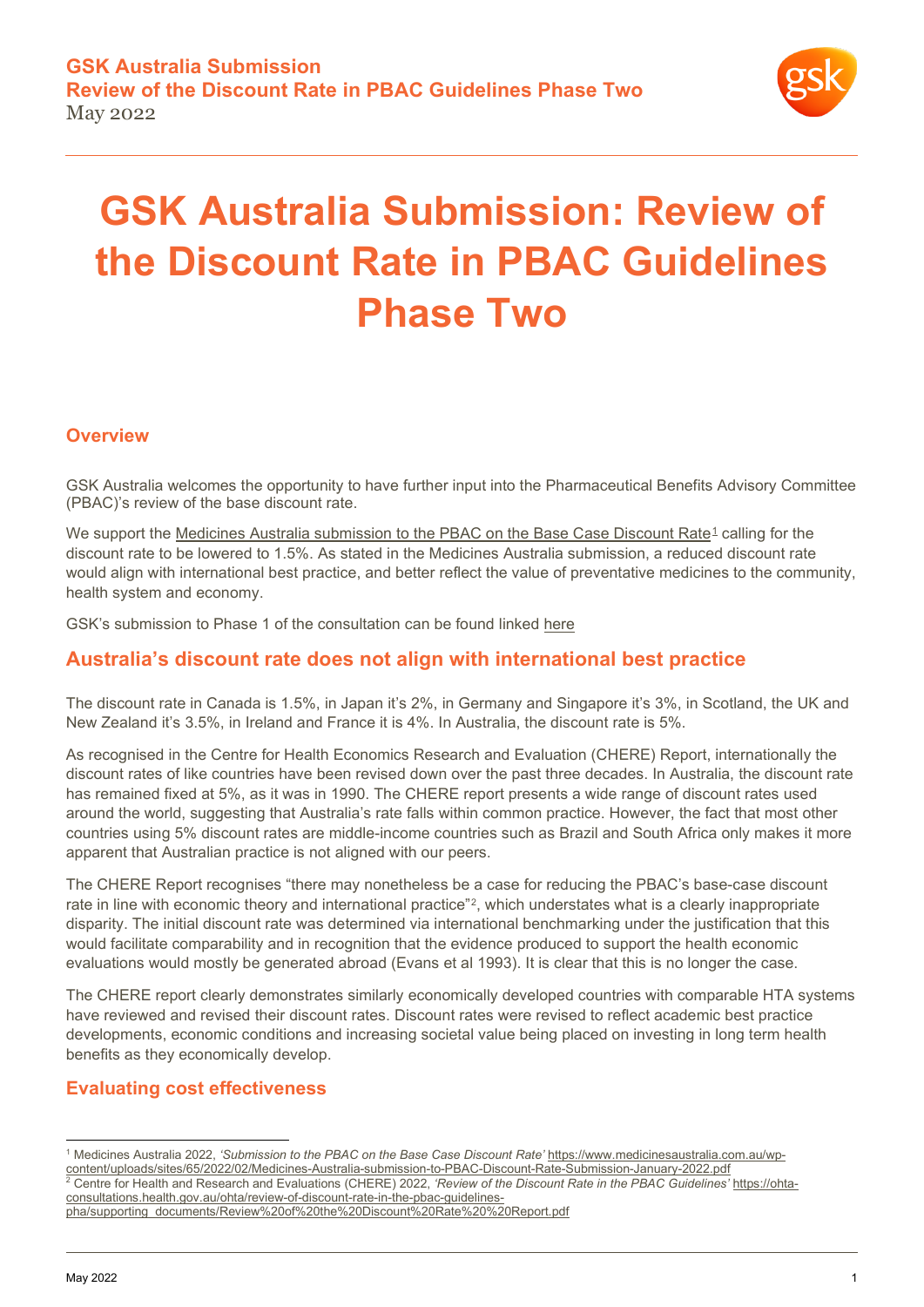# GSK Australia Submission: Review of the Discount Rate in PBAC Guidelines Phase Two

## Overview

GSK Australia welcomes the opportunity to have further input into the Pharmaceutical Benefits Advisory Committee (PBAC)'s review of the base discount rate.

We support the Medicines Australia submission to the PBAC on the Base Case Discount Rate[1] calling for the discount rate to be lowered to 1.5%. As stated in the Medicines Australia submission, a reduced discount rate would align with international best practice, and better reflect the value of preventative medicines to the community, health system and economy.

GSK's submission to Phase 1 of the consultation can be found linked here

## Australia's discount rate does not align with international best practice

The discount rate in Canada is 1.5%, in Japan it's 2%, in Germany and Singapore it's 3%, in Scotland, the UK and New Zealand it's 3.5%, in Ireland and France it is 4%. In Australia, the discount rate is 5%.

As recognised in the Centre for Health Economics Research and Evaluation (CHERE) Report, internationally the discount rates of like countries have been revised down over the past three decades. In Australia, the discount rate has remained fixed at 5%, as it was in 1990. The CHERE report presents a wide range of discount rates used around the world, suggesting that Australia's rate falls within common practice. However, the fact that most other countries using 5% discount rates are middle-income countries such as Brazil and South Africa only makes it more apparent that Australian practice is not aligned with our peers.

The CHERE Report recognises "there may nonetheless be a case for reducing the PBAC's base-case discount rate in line with economic theory and international practice"[2], which understates what is a clearly inappropriate disparity. The initial discount rate was determined via international benchmarking under the justification that this would facilitate comparability and in recognition that the evidence produced to support the health economic evaluations would mostly be generated abroad (Evans et al 1993). It is clear that this is no longer the case.

The CHERE report clearly demonstrates similarly economically developed countries with comparable HTA systems have reviewed and revised their discount rates. Discount rates were revised to reflect academic best practice developments, economic conditions and increasing societal value being placed on investing in long term health benefits as they economically develop.

## Evaluating cost effectiveness

---

[1] Medicines Australia 2022, *'Submission to the PBAC on the Base Case Discount Rate'* https://www.medicinesaustralia.com.au/wp-content/uploads/sites/65/2022/02/Medicines-Australia-submission-to-PBAC-Discount-Rate-Submission-January-2022.pdf

[2] Centre for Health and Research and Evaluations (CHERE) 2022, *'Review of the Discount Rate in the PBAC Guidelines'* https://ohta-consultations.health.gov.au/ohta/review-of-discount-rate-in-the-pbac-guidelines-pha/supporting_documents/Review%20of%20the%20Discount%20Rate%20%20Report.pdf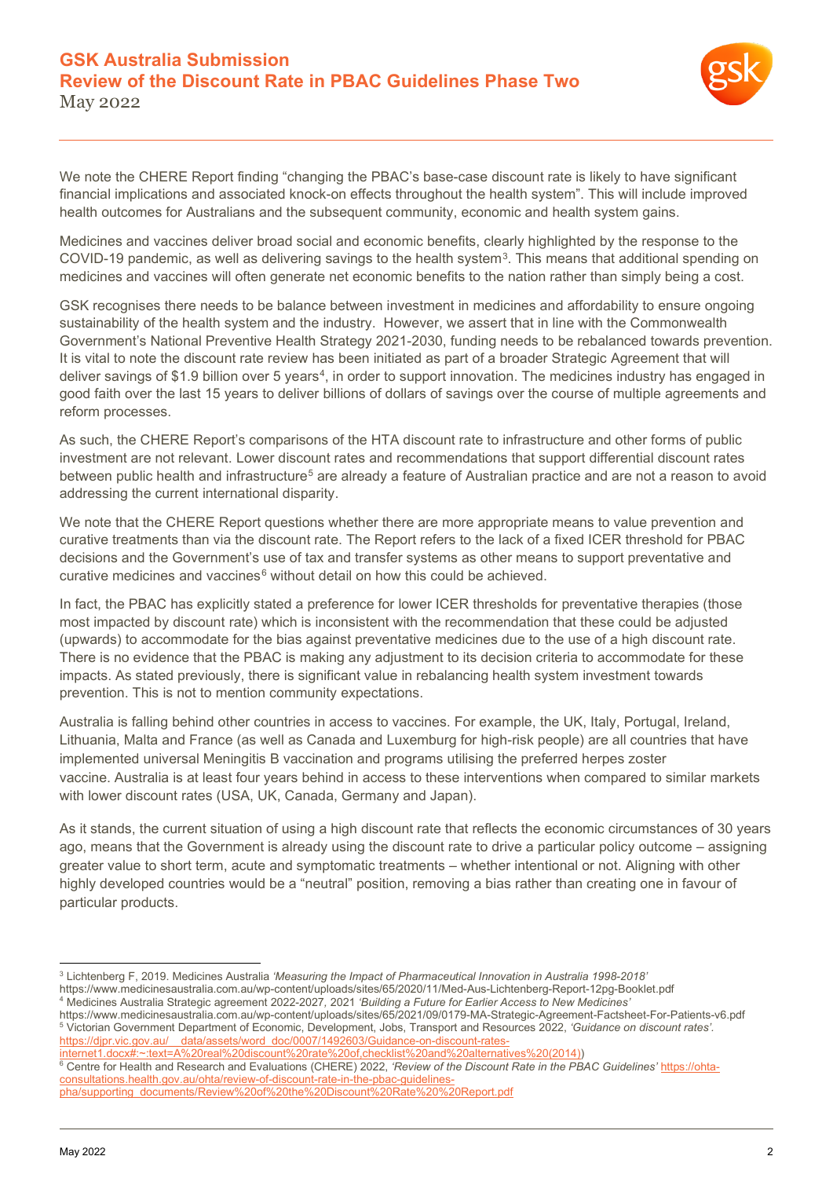We note the CHERE Report finding "changing the PBAC's base-case discount rate is likely to have significant financial implications and associated knock-on effects throughout the health system". This will include improved health outcomes for Australians and the subsequent community, economic and health system gains.

Medicines and vaccines deliver broad social and economic benefits, clearly highlighted by the response to the COVID-19 pandemic, as well as delivering savings to the health system[3]. This means that additional spending on medicines and vaccines will often generate net economic benefits to the nation rather than simply being a cost.

GSK recognises there needs to be balance between investment in medicines and affordability to ensure ongoing sustainability of the health system and the industry. However, we assert that in line with the Commonwealth Government's National Preventive Health Strategy 2021-2030, funding needs to be rebalanced towards prevention. It is vital to note the discount rate review has been initiated as part of a broader Strategic Agreement that will deliver savings of $1.9 billion over 5 years[4], in order to support innovation. The medicines industry has engaged in good faith over the last 15 years to deliver billions of dollars of savings over the course of multiple agreements and reform processes.

As such, the CHERE Report's comparisons of the HTA discount rate to infrastructure and other forms of public investment are not relevant. Lower discount rates and recommendations that support differential discount rates between public health and infrastructure[5] are already a feature of Australian practice and are not a reason to avoid addressing the current international disparity.

We note that the CHERE Report questions whether there are more appropriate means to value prevention and curative treatments than via the discount rate. The Report refers to the lack of a fixed ICER threshold for PBAC decisions and the Government's use of tax and transfer systems as other means to support preventative and curative medicines and vaccines[6] without detail on how this could be achieved.

In fact, the PBAC has explicitly stated a preference for lower ICER thresholds for preventative therapies (those most impacted by discount rate) which is inconsistent with the recommendation that these could be adjusted (upwards) to accommodate for the bias against preventative medicines due to the use of a high discount rate. There is no evidence that the PBAC is making any adjustment to its decision criteria to accommodate for these impacts. As stated previously, there is significant value in rebalancing health system investment towards prevention. This is not to mention community expectations.

Australia is falling behind other countries in access to vaccines. For example, the UK, Italy, Portugal, Ireland, Lithuania, Malta and France (as well as Canada and Luxemburg for high-risk people) are all countries that have implemented universal Meningitis B vaccination and programs utilising the preferred herpes zoster vaccine. Australia is at least four years behind in access to these interventions when compared to similar markets with lower discount rates (USA, UK, Canada, Germany and Japan).

As it stands, the current situation of using a high discount rate that reflects the economic circumstances of 30 years ago, means that the Government is already using the discount rate to drive a particular policy outcome – assigning greater value to short term, acute and symptomatic treatments – whether intentional or not. Aligning with other highly developed countries would be a "neutral" position, removing a bias rather than creating one in favour of particular products.

---

[3] Lichtenberg F, 2019. Medicines Australia *'Measuring the Impact of Pharmaceutical Innovation in Australia 1998-2018'* https://www.medicinesaustralia.com.au/wp-content/uploads/sites/65/2020/11/Med-Aus-Lichtenberg-Report-12pg-Booklet.pdf

[4] Medicines Australia Strategic agreement 2022-2027, 2021 *'Building a Future for Earlier Access to New Medicines'* https://www.medicinesaustralia.com.au/wp-content/uploads/sites/65/2021/09/0179-MA-Strategic-Agreement-Factsheet-For-Patients-v6.pdf

[5] Victorian Government Department of Economic, Development, Jobs, Transport and Resources 2022, *'Guidance on discount rates'.* https://djpr.vic.gov.au/__data/assets/word_doc/0007/1492603/Guidance-on-discount-rates-internet1.docx#:~:text=A%20real%20discount%20rate%20of,checklist%20and%20alternatives%20(2014))

[6] Centre for Health and Research and Evaluations (CHERE) 2022, *'Review of the Discount Rate in the PBAC Guidelines'* https://ohta-consultations.health.gov.au/ohta/review-of-discount-rate-in-the-pbac-guidelines-pha/supporting_documents/Review%20of%20the%20Discount%20Rate%20%20Report.pdf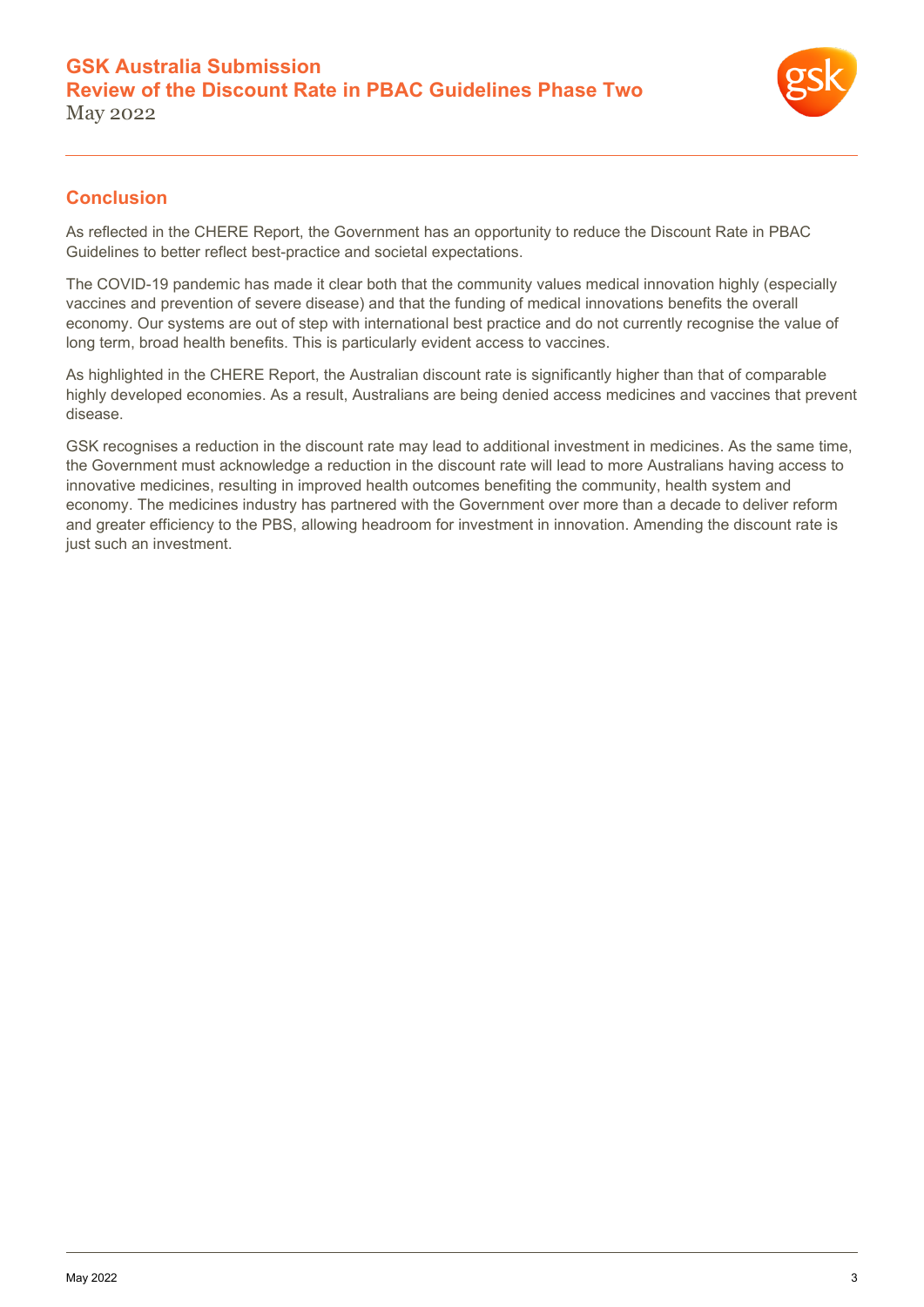## Conclusion

As reflected in the CHERE Report, the Government has an opportunity to reduce the Discount Rate in PBAC Guidelines to better reflect best-practice and societal expectations.

The COVID-19 pandemic has made it clear both that the community values medical innovation highly (especially vaccines and prevention of severe disease) and that the funding of medical innovations benefits the overall economy. Our systems are out of step with international best practice and do not currently recognise the value of long term, broad health benefits. This is particularly evident access to vaccines.

As highlighted in the CHERE Report, the Australian discount rate is significantly higher than that of comparable highly developed economies. As a result, Australians are being denied access medicines and vaccines that prevent disease.

GSK recognises a reduction in the discount rate may lead to additional investment in medicines. As the same time, the Government must acknowledge a reduction in the discount rate will lead to more Australians having access to innovative medicines, resulting in improved health outcomes benefiting the community, health system and economy. The medicines industry has partnered with the Government over more than a decade to deliver reform and greater efficiency to the PBS, allowing headroom for investment in innovation. Amending the discount rate is just such an investment.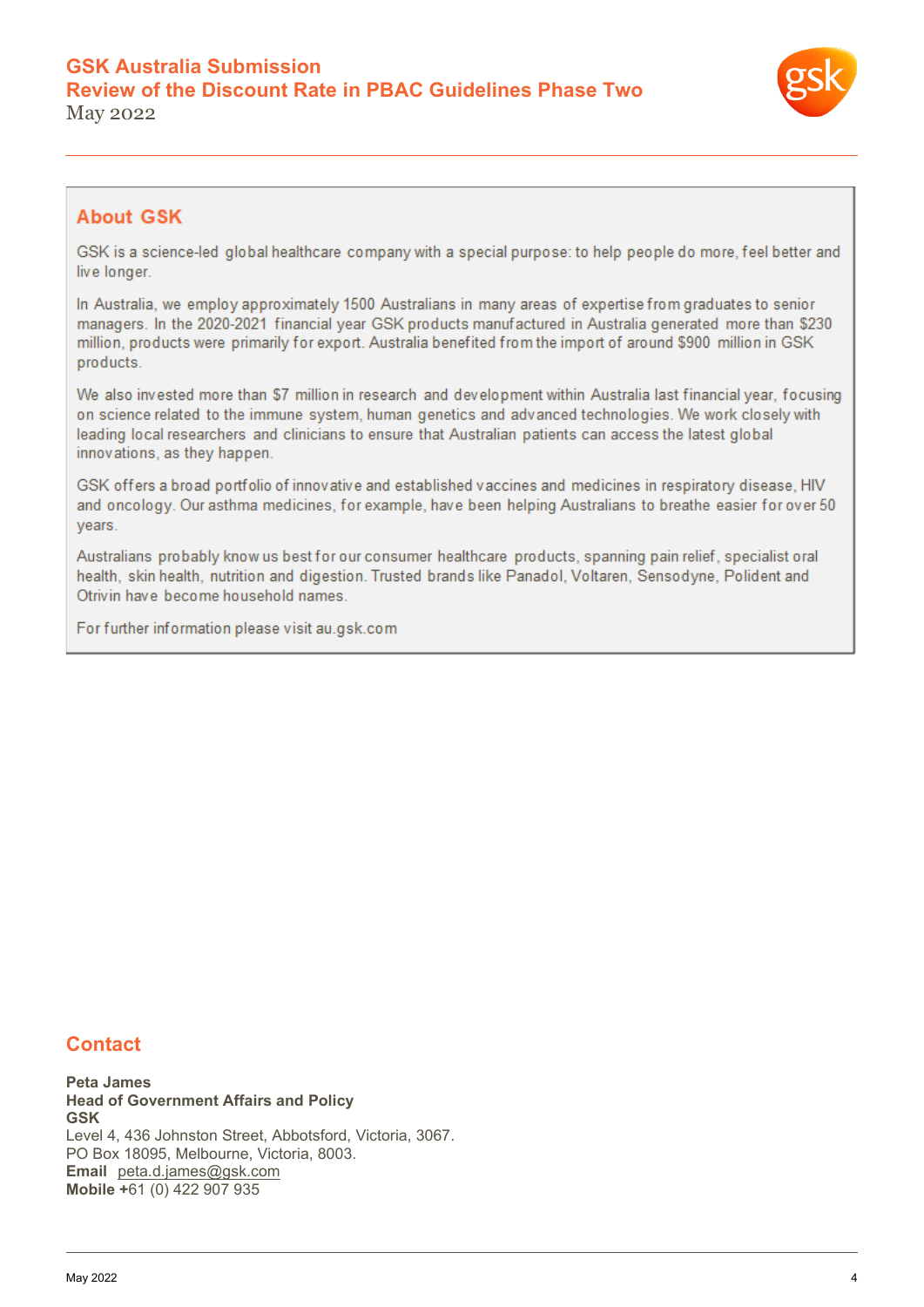## About GSK

GSK is a science-led global healthcare company with a special purpose: to help people do more, feel better and live longer.

In Australia, we employ approximately 1500 Australians in many areas of expertise from graduates to senior managers. In the 2020-2021 financial year GSK products manufactured in Australia generated more than $230 million, products were primarily for export. Australia benefited from the import of around $900 million in GSK products.

We also invested more than $7 million in research and development within Australia last financial year, focusing on science related to the immune system, human genetics and advanced technologies. We work closely with leading local researchers and clinicians to ensure that Australian patients can access the latest global innovations, as they happen.

GSK offers a broad portfolio of innovative and established vaccines and medicines in respiratory disease, HIV and oncology. Our asthma medicines, for example, have been helping Australians to breathe easier for over 50 years.

Australians probably know us best for our consumer healthcare products, spanning pain relief, specialist oral health, skin health, nutrition and digestion. Trusted brands like Panadol, Voltaren, Sensodyne, Polident and Otrivin have become household names.

For further information please visit au.gsk.com

## Contact

**Peta James**
**Head of Government Affairs and Policy**
**GSK**
Level 4, 436 Johnston Street, Abbotsford, Victoria, 3067.
PO Box 18095, Melbourne, Victoria, 8003.
**Email** peta.d.james@gsk.com
**Mobile** +61 (0) 422 907 935